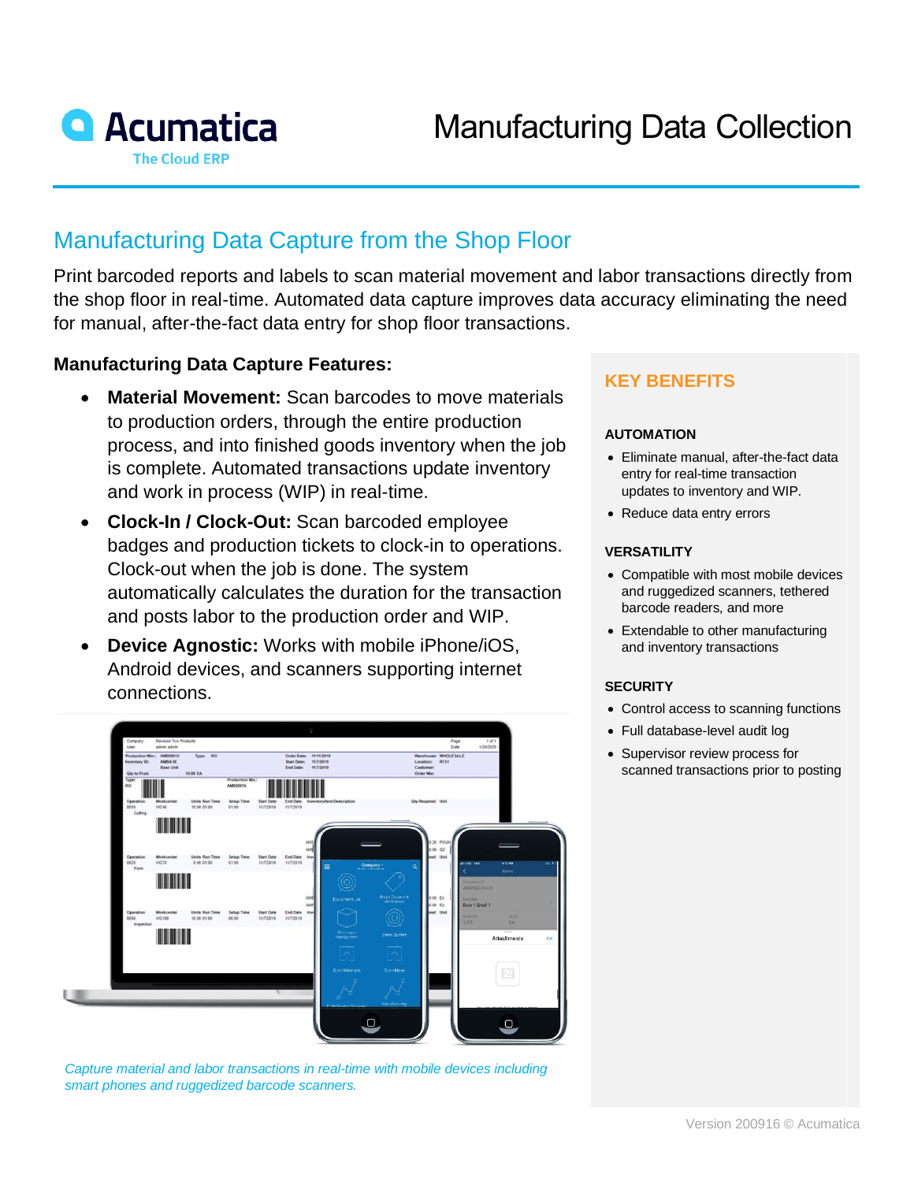Acumatica
The Cloud ERP

# Manufacturing Data Collection

## Manufacturing Data Capture from the Shop Floor

Print barcoded reports and labels to scan material movement and labor transactions directly from the shop floor in real-time. Automated data capture improves data accuracy eliminating the need for manual, after-the-fact data entry for shop floor transactions.

### Manufacturing Data Capture Features:

- **Material Movement:** Scan barcodes to move materials to production orders, through the entire production process, and into finished goods inventory when the job is complete. Automated transactions update inventory and work in process (WIP) in real-time.
- **Clock-In / Clock-Out:** Scan barcoded employee badges and production tickets to clock-in to operations. Clock-out when the job is done. The system automatically calculates the duration for the transaction and posts labor to the production order and WIP.
- **Device Agnostic:** Works with mobile iPhone/iOS, Android devices, and scanners supporting internet connections.

*Capture material and labor transactions in real-time with mobile devices including smart phones and ruggedized barcode scanners.*

## KEY BENEFITS

### AUTOMATION

- Eliminate manual, after-the-fact data entry for real-time transaction updates to inventory and WIP.
- Reduce data entry errors

### VERSATILITY

- Compatible with most mobile devices and ruggedized scanners, tethered barcode readers, and more
- Extendable to other manufacturing and inventory transactions

### SECURITY

- Control access to scanning functions
- Full database-level audit log
- Supervisor review process for scanned transactions prior to posting

Version 200916 © Acumatica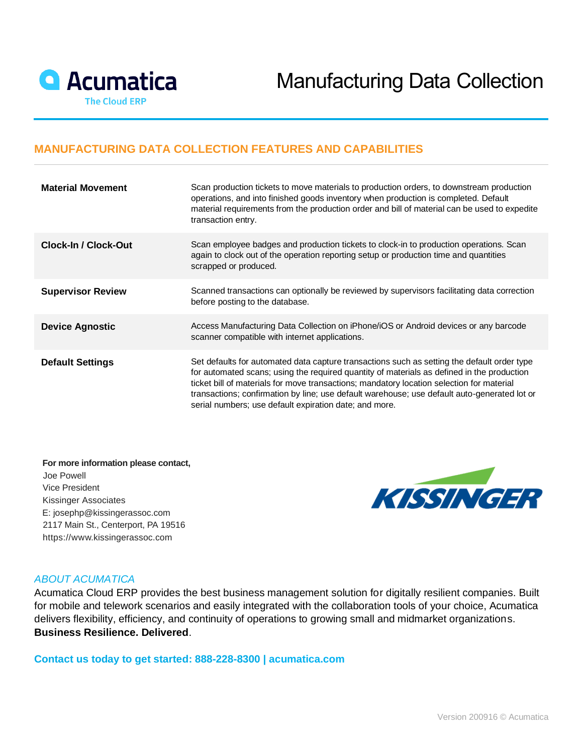Manufacturing Data Collection

## MANUFACTURING DATA COLLECTION FEATURES AND CAPABILITIES

| | |
|---|---|
| **Material Movement** | Scan production tickets to move materials to production orders, to downstream production operations, and into finished goods inventory when production is completed. Default material requirements from the production order and bill of material can be used to expedite transaction entry. |
| **Clock-In / Clock-Out** | Scan employee badges and production tickets to clock-in to production operations. Scan again to clock out of the operation reporting setup or production time and quantities scrapped or produced. |
| **Supervisor Review** | Scanned transactions can optionally be reviewed by supervisors facilitating data correction before posting to the database. |
| **Device Agnostic** | Access Manufacturing Data Collection on iPhone/iOS or Android devices or any barcode scanner compatible with internet applications. |
| **Default Settings** | Set defaults for automated data capture transactions such as setting the default order type for automated scans; using the required quantity of materials as defined in the production ticket bill of materials for move transactions; mandatory location selection for material transactions; confirmation by line; use default warehouse; use default auto-generated lot or serial numbers; use default expiration date; and more. |

**For more information please contact,**
Joe Powell
Vice President
Kissinger Associates
E: josephp@kissingerassoc.com
2117 Main St., Centerport, PA 19516
https://www.kissingerassoc.com

KISSINGER

*ABOUT ACUMATICA*

Acumatica Cloud ERP provides the best business management solution for digitally resilient companies. Built for mobile and telework scenarios and easily integrated with the collaboration tools of your choice, Acumatica delivers flexibility, efficiency, and continuity of operations to growing small and midmarket organizations. **Business Resilience. Delivered**.

**Contact us today to get started: 888-228-8300 | acumatica.com**

Version 200916 © Acumatica